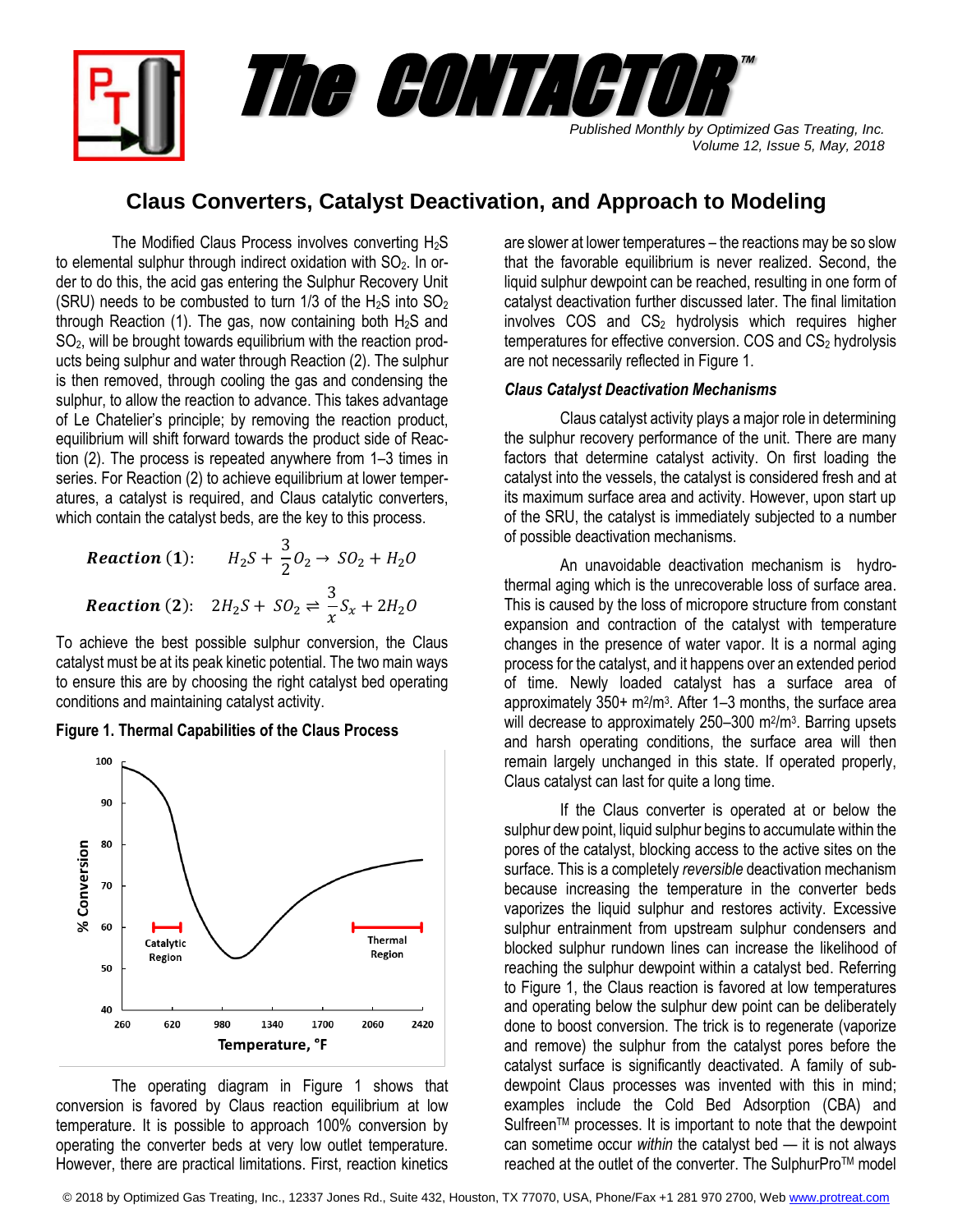# Claus Converters, Catalyst Deactivation, and Approach to Modeling

The Modified Claus Process involves converting $H_2S$ to elemental sulphur through indirect oxidation with $SO_2$. In order to do this, the acid gas entering the Sulphur Recovery Unit (SRU) needs to be combusted to turn 1/3 of the $H_2S$ into $SO_2$ through Reaction (1). The gas, now containing both $H_2S$ and $SO_2$, will be brought towards equilibrium with the reaction products being sulphur and water through Reaction (2). The sulphur is then removed, through cooling the gas and condensing the sulphur, to allow the reaction to advance. This takes advantage of Le Chatelier's principle; by removing the reaction product, equilibrium will shift forward towards the product side of Reaction (2). The process is repeated anywhere from 1–3 times in series. For Reaction (2) to achieve equilibrium at lower temperatures, a catalyst is required, and Claus catalytic converters, which contain the catalyst beds, are the key to this process.

$$\textbf{Reaction (1)}: \quad H_2S + \frac{3}{2}O_2 \rightarrow SO_2 + H_2O$$

$$\textbf{Reaction (2)}: \quad 2H_2S + SO_2 \rightleftharpoons \frac{3}{x}S_x + 2H_2O$$

To achieve the best possible sulphur conversion, the Claus catalyst must be at its peak kinetic potential. The two main ways to ensure this are by choosing the right catalyst bed operating conditions and maintaining catalyst activity.

**Figure 1. Thermal Capabilities of the Claus Process**

The operating diagram in Figure 1 shows that conversion is favored by Claus reaction equilibrium at low temperature. It is possible to approach 100% conversion by operating the converter beds at very low outlet temperature. However, there are practical limitations. First, reaction kinetics are slower at lower temperatures – the reactions may be so slow that the favorable equilibrium is never realized. Second, the liquid sulphur dewpoint can be reached, resulting in one form of catalyst deactivation further discussed later. The final limitation involves COS and $CS_2$ hydrolysis which requires higher temperatures for effective conversion. COS and $CS_2$ hydrolysis are not necessarily reflected in Figure 1.

### *Claus Catalyst Deactivation Mechanisms*

Claus catalyst activity plays a major role in determining the sulphur recovery performance of the unit. There are many factors that determine catalyst activity. On first loading the catalyst into the vessels, the catalyst is considered fresh and at its maximum surface area and activity. However, upon start up of the SRU, the catalyst is immediately subjected to a number of possible deactivation mechanisms.

An unavoidable deactivation mechanism is hydrothermal aging which is the unrecoverable loss of surface area. This is caused by the loss of micropore structure from constant expansion and contraction of the catalyst with temperature changes in the presence of water vapor. It is a normal aging process for the catalyst, and it happens over an extended period of time. Newly loaded catalyst has a surface area of approximately 350+ $m^2/m^3$. After 1–3 months, the surface area will decrease to approximately 250–300 $m^2/m^3$. Barring upsets and harsh operating conditions, the surface area will then remain largely unchanged in this state. If operated properly, Claus catalyst can last for quite a long time.

If the Claus converter is operated at or below the sulphur dew point, liquid sulphur begins to accumulate within the pores of the catalyst, blocking access to the active sites on the surface. This is a completely *reversible* deactivation mechanism because increasing the temperature in the converter beds vaporizes the liquid sulphur and restores activity. Excessive sulphur entrainment from upstream sulphur condensers and blocked sulphur rundown lines can increase the likelihood of reaching the sulphur dewpoint within a catalyst bed. Referring to Figure 1, the Claus reaction is favored at low temperatures and operating below the sulphur dew point can be deliberately done to boost conversion. The trick is to regenerate (vaporize and remove) the sulphur from the catalyst pores before the catalyst surface is significantly deactivated. A family of sub-dewpoint Claus processes was invented with this in mind; examples include the Cold Bed Adsorption (CBA) and Sulfreen™ processes. It is important to note that the dewpoint can sometime occur *within* the catalyst bed — it is not always reached at the outlet of the converter. The SulphurPro™ model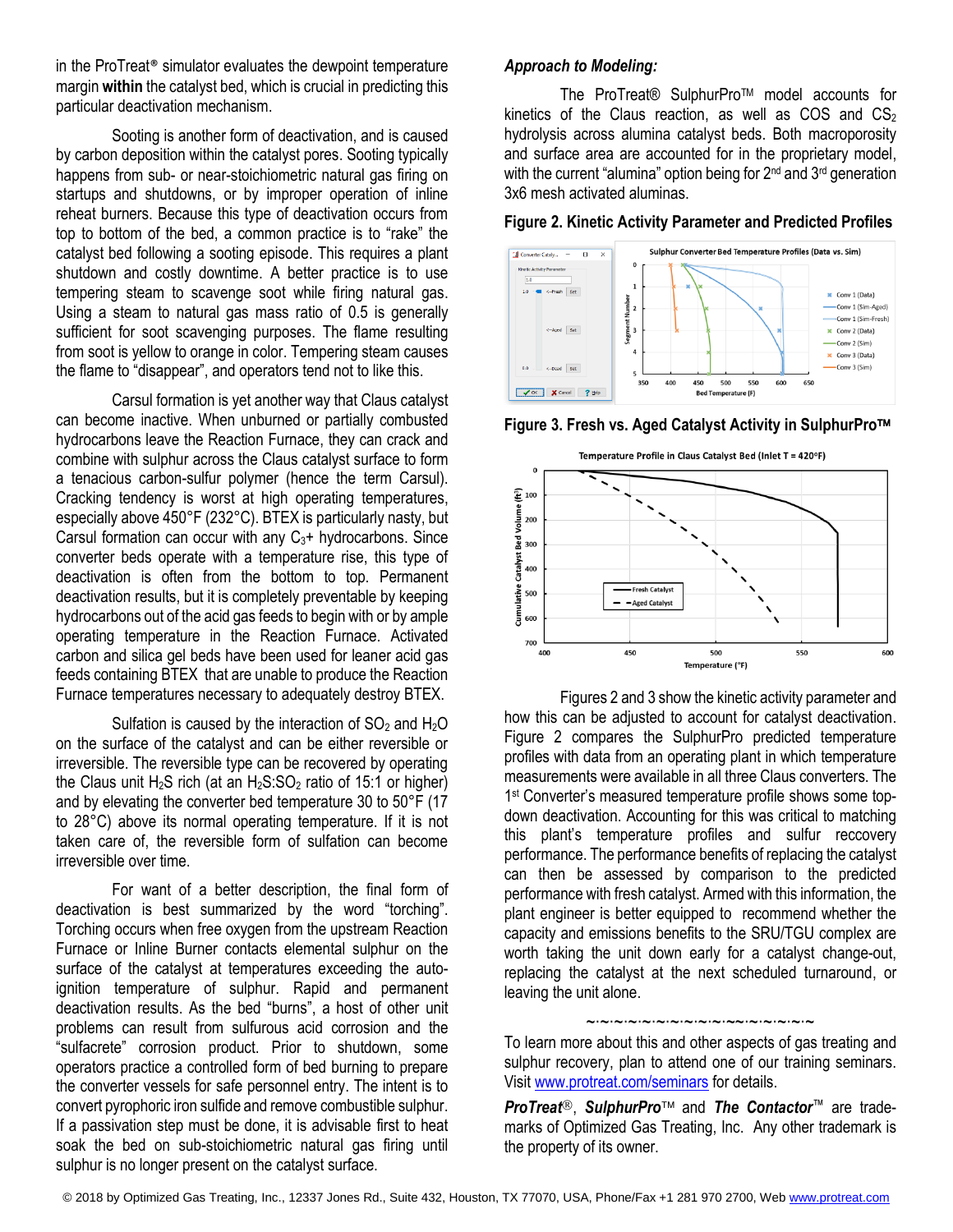in the ProTreat® simulator evaluates the dewpoint temperature margin **within** the catalyst bed, which is crucial in predicting this particular deactivation mechanism.

Sooting is another form of deactivation, and is caused by carbon deposition within the catalyst pores. Sooting typically happens from sub- or near-stoichiometric natural gas firing on startups and shutdowns, or by improper operation of inline reheat burners. Because this type of deactivation occurs from top to bottom of the bed, a common practice is to "rake" the catalyst bed following a sooting episode. This requires a plant shutdown and costly downtime. A better practice is to use tempering steam to scavenge soot while firing natural gas. Using a steam to natural gas mass ratio of 0.5 is generally sufficient for soot scavenging purposes. The flame resulting from soot is yellow to orange in color. Tempering steam causes the flame to "disappear", and operators tend not to like this.

Carsul formation is yet another way that Claus catalyst can become inactive. When unburned or partially combusted hydrocarbons leave the Reaction Furnace, they can crack and combine with sulphur across the Claus catalyst surface to form a tenacious carbon-sulfur polymer (hence the term Carsul). Cracking tendency is worst at high operating temperatures, especially above 450°F (232°C). BTEX is particularly nasty, but Carsul formation can occur with any $C_3$+ hydrocarbons. Since converter beds operate with a temperature rise, this type of deactivation is often from the bottom to top. Permanent deactivation results, but it is completely preventable by keeping hydrocarbons out of the acid gas feeds to begin with or by ample operating temperature in the Reaction Furnace. Activated carbon and silica gel beds have been used for leaner acid gas feeds containing BTEX that are unable to produce the Reaction Furnace temperatures necessary to adequately destroy BTEX.

Sulfation is caused by the interaction of $SO_2$ and $H_2O$ on the surface of the catalyst and can be either reversible or irreversible. The reversible type can be recovered by operating the Claus unit $H_2S$ rich (at an $H_2S$:$SO_2$ ratio of 15:1 or higher) and by elevating the converter bed temperature 30 to 50°F (17 to 28°C) above its normal operating temperature. If it is not taken care of, the reversible form of sulfation can become irreversible over time.

For want of a better description, the final form of deactivation is best summarized by the word "torching". Torching occurs when free oxygen from the upstream Reaction Furnace or Inline Burner contacts elemental sulphur on the surface of the catalyst at temperatures exceeding the auto-ignition temperature of sulphur. Rapid and permanent deactivation results. As the bed "burns", a host of other unit problems can result from sulfurous acid corrosion and the "sulfacrete" corrosion product. Prior to shutdown, some operators practice a controlled form of bed burning to prepare the converter vessels for safe personnel entry. The intent is to convert pyrophoric iron sulfide and remove combustible sulphur. If a passivation step must be done, it is advisable first to heat soak the bed on sub-stoichiometric natural gas firing until sulphur is no longer present on the catalyst surface.

***Approach to Modeling:***

The ProTreat® SulphurPro™ model accounts for kinetics of the Claus reaction, as well as COS and $CS_2$ hydrolysis across alumina catalyst beds. Both macroporosity and surface area are accounted for in the proprietary model, with the current "alumina" option being for 2nd and 3rd generation 3x6 mesh activated aluminas.

**Figure 2. Kinetic Activity Parameter and Predicted Profiles**

Converter Catalyst
Kinetic Activity Parameter
1.0
1.0 <-Fresh Set
<-Aged Set
0.0 <-Dead Set
OK Cancel Help

Sulphur Converter Bed Temperature Profiles (Data vs. Sim)
Segment Number
0
1
2
3
4
5
350 400 450 500 550 600 650
Bed Temperature (F)
Conv 1 (Data)
Conv 1 (Sim-Aged)
Conv 1 (Sim-Fresh)
Conv 2 (Data)
Conv 2 (Sim)
Conv 3 (Data)
Conv 3 (Sim)

**Figure 3. Fresh vs. Aged Catalyst Activity in SulphurPro™**

Temperature Profile in Claus Catalyst Bed (Inlet T = 420°F)
Cumulative Catalyst Bed Volume (ft³)
0
100
200
300
400
500
600
700
400 450 500 550 600
Temperature (°F)
Fresh Catalyst
Aged Catalyst

Figures 2 and 3 show the kinetic activity parameter and how this can be adjusted to account for catalyst deactivation. Figure 2 compares the SulphurPro predicted temperature profiles with data from an operating plant in which temperature measurements were available in all three Claus converters. The 1st Converter's measured temperature profile shows some top-down deactivation. Accounting for this was critical to matching this plant's temperature profiles and sulfur reccovery performance. The performance benefits of replacing the catalyst can then be assessed by comparison to the predicted performance with fresh catalyst. Armed with this information, the plant engineer is better equipped to recommend whether the capacity and emissions benefits to the SRU/TGU complex are worth taking the unit down early for a catalyst change-out, replacing the catalyst at the next scheduled turnaround, or leaving the unit alone.

~·~·~·~·~·~·~·~·~·~·~·~·~·~·~·~·~·~·~

To learn more about this and other aspects of gas treating and sulphur recovery, plan to attend one of our training seminars. Visit www.protreat.com/seminars for details.

***ProTreat***®, ***SulphurPro***™ and ***The Contactor***™ are trademarks of Optimized Gas Treating, Inc. Any other trademark is the property of its owner.